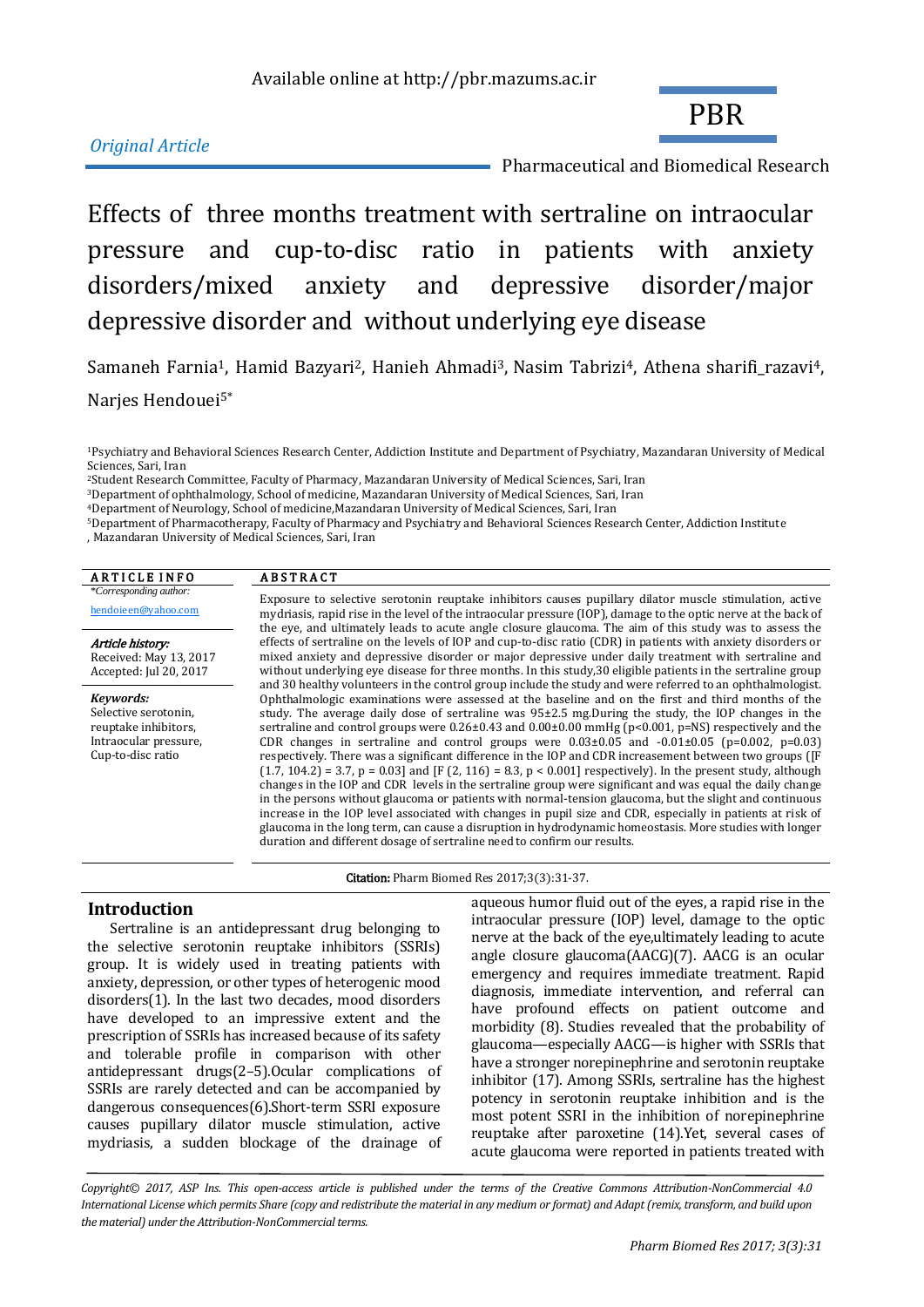Available online at http://pbr.mazums.ac.ir

*Original Article*

PBR

Pharmaceutical and Biomedical Research

# Effects of three months treatment with sertraline on intraocular pressure and cup-to-disc ratio in patients with anxiety disorders/mixed anxiety and depressive disorder/major depressive disorder and without underlying eye disease

Samaneh Farnia[1], Hamid Bazyari[2], Hanieh Ahmadi[3], Nasim Tabrizi[4], Athena sharifi_razavi[4], Narjes Hendouei[5*]

[1]Psychiatry and Behavioral Sciences Research Center, Addiction Institute and Department of Psychiatry, Mazandaran University of Medical Sciences, Sari, Iran
[2]Student Research Committee, Faculty of Pharmacy, Mazandaran University of Medical Sciences, Sari, Iran
[3]Department of ophthalmology, School of medicine, Mazandaran University of Medical Sciences, Sari, Iran
[4]Department of Neurology, School of medicine,Mazandaran University of Medical Sciences, Sari, Iran
[5]Department of Pharmacotherapy, Faculty of Pharmacy and Psychiatry and Behavioral Sciences Research Center, Addiction Institute , Mazandaran University of Medical Sciences, Sari, Iran

**ARTICLE INFO**

*\*Corresponding author:*
hendoieen@yahoo.com

***Article history:***
Received: May 13, 2017
Accepted: Jul 20, 2017

***Keywords:***
Selective serotonin, reuptake inhibitors, Intraocular pressure, Cup-to-disc ratio

**ABSTRACT**

Exposure to selective serotonin reuptake inhibitors causes pupillary dilator muscle stimulation, active mydriasis, rapid rise in the level of the intraocular pressure (IOP), damage to the optic nerve at the back of the eye, and ultimately leads to acute angle closure glaucoma. The aim of this study was to assess the effects of sertraline on the levels of IOP and cup-to-disc ratio (CDR) in patients with anxiety disorders or mixed anxiety and depressive disorder or major depressive under daily treatment with sertraline and without underlying eye disease for three months. In this study,30 eligible patients in the sertraline group and 30 healthy volunteers in the control group include the study and were referred to an ophthalmologist. Ophthalmologic examinations were assessed at the baseline and on the first and third months of the study. The average daily dose of sertraline was 95±2.5 mg.During the study, the IOP changes in the sertraline and control groups were 0.26±0.43 and 0.00±0.00 mmHg ($p<0.001$, p=NS) respectively and the CDR changes in sertraline and control groups were 0.03±0.05 and -0.01±0.05 ($p=0.002$, $p=0.03$) respectively. There was a significant difference in the IOP and CDR increasement between two groups ([$F_{(1.7, 104.2)} = 3.7$, $p = 0.03$] and [$F_{(2, 116)} = 8.3$, $p < 0.001$] respectively). In the present study, although changes in the IOP and CDR levels in the sertraline group were significant and was equal the daily change in the persons without glaucoma or patients with normal-tension glaucoma, but the slight and continuous increase in the IOP level associated with changes in pupil size and CDR, especially in patients at risk of glaucoma in the long term, can cause a disruption in hydrodynamic homeostasis. More studies with longer duration and different dosage of sertraline need to confirm our results.

**Citation:** Pharm Biomed Res 2017;3(3):31-37.

## Introduction

Sertraline is an antidepressant drug belonging to the selective serotonin reuptake inhibitors (SSRIs) group. It is widely used in treating patients with anxiety, depression, or other types of heterogenic mood disorders(1). In the last two decades, mood disorders have developed to an impressive extent and the prescription of SSRIs has increased because of its safety and tolerable profile in comparison with other antidepressant drugs(2–5).Ocular complications of SSRIs are rarely detected and can be accompanied by dangerous consequences(6).Short-term SSRI exposure causes pupillary dilator muscle stimulation, active mydriasis, a sudden blockage of the drainage of aqueous humor fluid out of the eyes, a rapid rise in the intraocular pressure (IOP) level, damage to the optic nerve at the back of the eye,ultimately leading to acute angle closure glaucoma(AACG)(7). AACG is an ocular emergency and requires immediate treatment. Rapid diagnosis, immediate intervention, and referral can have profound effects on patient outcome and morbidity (8). Studies revealed that the probability of glaucoma—especially AACG—is higher with SSRIs that have a stronger norepinephrine and serotonin reuptake inhibitor (17). Among SSRIs, sertraline has the highest potency in serotonin reuptake inhibition and is the most potent SSRI in the inhibition of norepinephrine reuptake after paroxetine (14).Yet, several cases of acute glaucoma were reported in patients treated with

*Copyright© 2017, ASP Ins. This open-access article is published under the terms of the Creative Commons Attribution-NonCommercial 4.0 International License which permits Share (copy and redistribute the material in any medium or format) and Adapt (remix, transform, and build upon the material) under the Attribution-NonCommercial terms.*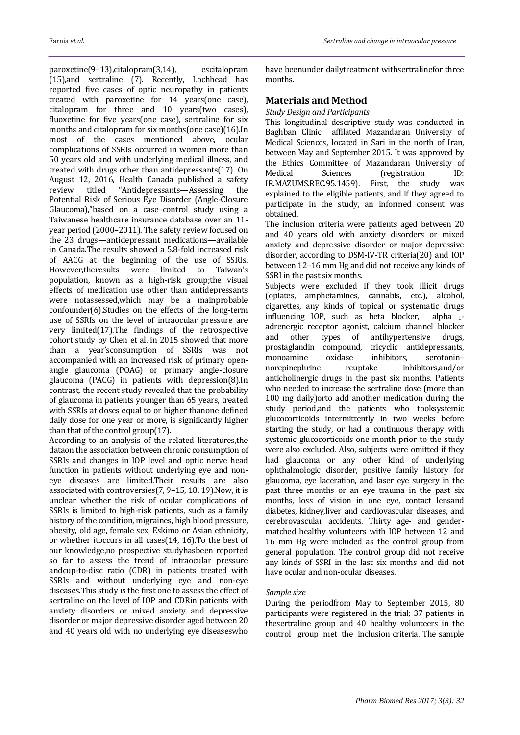paroxetine(9–13),citalopram(3,14), escitalopram (15),and sertraline (7). Recently, Lochhead has reported five cases of optic neuropathy in patients treated with paroxetine for 14 years(one case), citalopram for three and 10 years(two cases), fluoxetine for five years(one case), sertraline for six months and citalopram for six months(one case)(16).In most of the cases mentioned above, ocular complications of SSRIs occurred in women more than 50 years old and with underlying medical illness, and treated with drugs other than antidepressants(17). On August 12, 2016, Health Canada published a safety review titled "Antidepressants—Assessing the Potential Risk of Serious Eye Disorder (Angle-Closure Glaucoma),"based on a case–control study using a Taiwanese healthcare insurance database over an 11-year period (2000–2011). The safety review focused on the 23 drugs—antidepressant medications—available in Canada.The results showed a 5.8-fold increased risk of AACG at the beginning of the use of SSRIs. However,theresults were limited to Taiwan's population, known as a high-risk group;the visual effects of medication use other than antidepressants were notassessed,which may be a mainprobable confounder(6).Studies on the effects of the long-term use of SSRIs on the level of intraocular pressure are very limited(17).The findings of the retrospective cohort study by Chen et al. in 2015 showed that more than a year'sconsumption of SSRIs was not accompanied with an increased risk of primary open-angle glaucoma (POAG) or primary angle-closure glaucoma (PACG) in patients with depression(8).In contrast, the recent study revealed that the probability of glaucoma in patients younger than 65 years, treated with SSRIs at doses equal to or higher thanone defined daily dose for one year or more, is significantly higher than that of the control group(17).

According to an analysis of the related literatures,the dataon the association between chronic consumption of SSRIs and changes in IOP level and optic nerve head function in patients without underlying eye and non-eye diseases are limited.Their results are also associated with controversies(7, 9–15, 18, 19).Now, it is unclear whether the risk of ocular complications of SSRIs is limited to high-risk patients, such as a family history of the condition, migraines, high blood pressure, obesity, old age, female sex, Eskimo or Asian ethnicity, or whether itoccurs in all cases(14, 16).To the best of our knowledge,no prospective studyhasbeen reported so far to assess the trend of intraocular pressure andcup-to-disc ratio (CDR) in patients treated with SSRIs and without underlying eye and non-eye diseases.This study is the first one to assess the effect of sertraline on the level of IOP and CDRin patients with anxiety disorders or mixed anxiety and depressive disorder or major depressive disorder aged between 20 and 40 years old with no underlying eye diseaseswho have beenunder dailytreatment withsertralinefor three months.

## Materials and Method

*Study Design and Participants*

This longitudinal descriptive study was conducted in Baghban Clinic affilated Mazandaran University of Medical Sciences, located in Sari in the north of Iran, between May and September 2015. It was approved by the Ethics Committee of Mazandaran University of Medical Sciences (registration ID: IR.MAZUMS.REC.95.1459). First, the study was explained to the eligible patients, and if they agreed to participate in the study, an informed consent was obtained.

The inclusion criteria were patients aged between 20 and 40 years old with anxiety disorders or mixed anxiety and depressive disorder or major depressive disorder, according to DSM-IV-TR criteria(20) and IOP between 12–16 mm Hg and did not receive any kinds of SSRI in the past six months.

Subjects were excluded if they took illicit drugs (opiates, amphetamines, cannabis, etc.), alcohol, cigarettes, any kinds of topical or systematic drugs influencing IOP, such as beta blocker, alpha $_1$-adrenergic receptor agonist, calcium channel blocker and other types of antihypertensive drugs, prostaglandin compound, tricyclic antidepressants, monoamine oxidase inhibitors, serotonin–norepinephrine reuptake inhibitors,and/or anticholinergic drugs in the past six months. Patients who needed to increase the sertraline dose (more than 100 mg daily)orto add another medication during the study period,and the patients who tooksystemic glucocorticoids intermittently in two weeks before starting the study, or had a continuous therapy with systemic glucocorticoids one month prior to the study were also excluded. Also, subjects were omitted if they had glaucoma or any other kind of underlying ophthalmologic disorder, positive family history for glaucoma, eye laceration, and laser eye surgery in the past three months or an eye trauma in the past six months, loss of vision in one eye, contact lensand diabetes, kidney,liver and cardiovascular diseases, and cerebrovascular accidents. Thirty age- and gender-matched healthy volunteers with IOP between 12 and 16 mm Hg were included as the control group from general population. The control group did not receive any kinds of SSRI in the last six months and did not have ocular and non-ocular diseases.

*Sample size*

During the periodfrom May to September 2015, 80 participants were registered in the trial; 37 patients in thesertraline group and 40 healthy volunteers in the control group met the inclusion criteria. The sample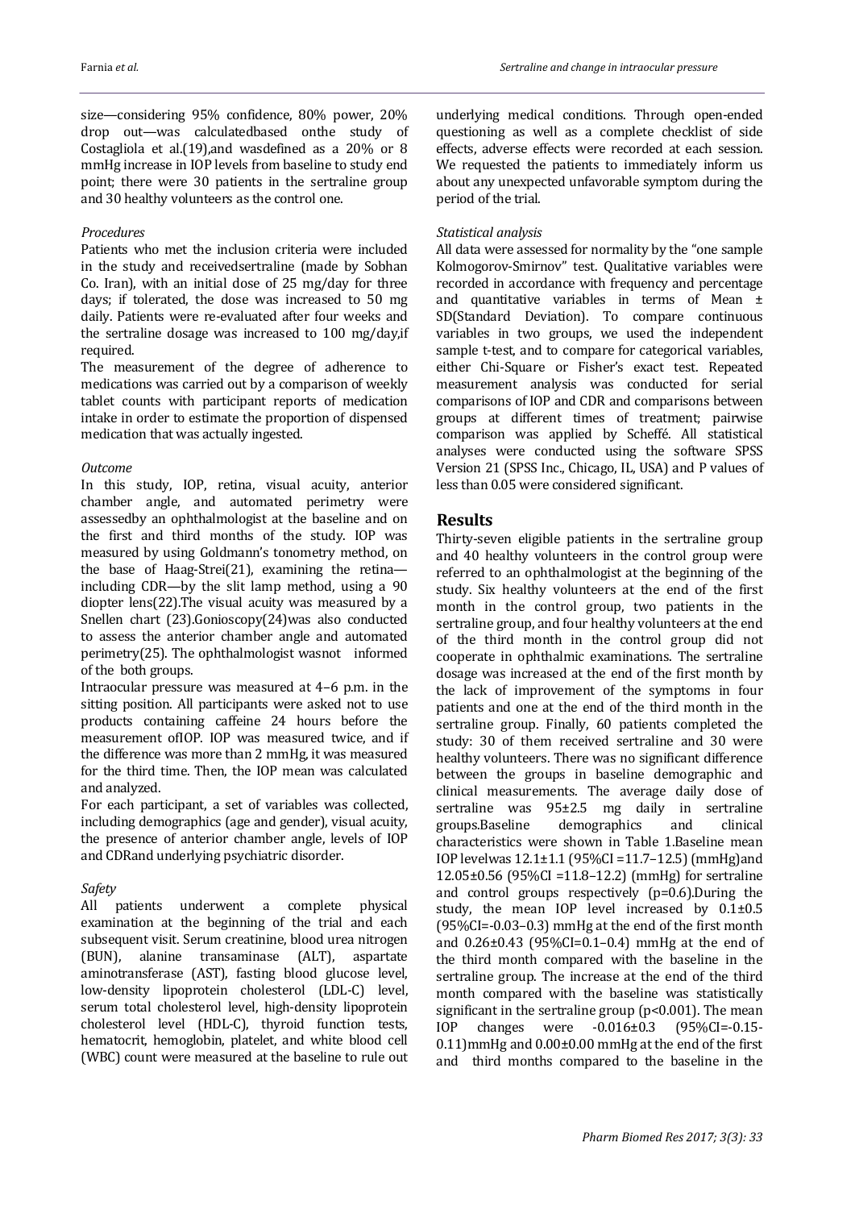size—considering 95% confidence, 80% power, 20% drop out—was calculatedbased onthe study of Costagliola et al.(19),and wasdefined as a 20% or 8 mmHg increase in IOP levels from baseline to study end point; there were 30 patients in the sertraline group and 30 healthy volunteers as the control one.

*Procedures*

Patients who met the inclusion criteria were included in the study and receivedsertraline (made by Sobhan Co. Iran), with an initial dose of 25 mg/day for three days; if tolerated, the dose was increased to 50 mg daily. Patients were re-evaluated after four weeks and the sertraline dosage was increased to 100 mg/day,if required.

The measurement of the degree of adherence to medications was carried out by a comparison of weekly tablet counts with participant reports of medication intake in order to estimate the proportion of dispensed medication that was actually ingested.

*Outcome*

In this study, IOP, retina, visual acuity, anterior chamber angle, and automated perimetry were assessedby an ophthalmologist at the baseline and on the first and third months of the study. IOP was measured by using Goldmann's tonometry method, on the base of Haag-Strei(21), examining the retina—including CDR—by the slit lamp method, using a 90 diopter lens(22).The visual acuity was measured by a Snellen chart (23).Gonioscopy(24)was also conducted to assess the anterior chamber angle and automated perimetry(25). The ophthalmologist wasnot informed of the both groups.

Intraocular pressure was measured at 4–6 p.m. in the sitting position. All participants were asked not to use products containing caffeine 24 hours before the measurement ofIOP. IOP was measured twice, and if the difference was more than 2 mmHg, it was measured for the third time. Then, the IOP mean was calculated and analyzed.

For each participant, a set of variables was collected, including demographics (age and gender), visual acuity, the presence of anterior chamber angle, levels of IOP and CDRand underlying psychiatric disorder.

*Safety*

All patients underwent a complete physical examination at the beginning of the trial and each subsequent visit. Serum creatinine, blood urea nitrogen (BUN), alanine transaminase (ALT), aspartate aminotransferase (AST), fasting blood glucose level, low-density lipoprotein cholesterol (LDL-C) level, serum total cholesterol level, high-density lipoprotein cholesterol level (HDL-C), thyroid function tests, hematocrit, hemoglobin, platelet, and white blood cell (WBC) count were measured at the baseline to rule out underlying medical conditions. Through open-ended questioning as well as a complete checklist of side effects, adverse effects were recorded at each session. We requested the patients to immediately inform us about any unexpected unfavorable symptom during the period of the trial.

*Statistical analysis*

All data were assessed for normality by the "one sample Kolmogorov-Smirnov" test. Qualitative variables were recorded in accordance with frequency and percentage and quantitative variables in terms of Mean ± SD(Standard Deviation). To compare continuous variables in two groups, we used the independent sample t-test, and to compare for categorical variables, either Chi-Square or Fisher's exact test. Repeated measurement analysis was conducted for serial comparisons of IOP and CDR and comparisons between groups at different times of treatment; pairwise comparison was applied by Scheffé. All statistical analyses were conducted using the software SPSS Version 21 (SPSS Inc., Chicago, IL, USA) and P values of less than 0.05 were considered significant.

## Results

Thirty-seven eligible patients in the sertraline group and 40 healthy volunteers in the control group were referred to an ophthalmologist at the beginning of the study. Six healthy volunteers at the end of the first month in the control group, two patients in the sertraline group, and four healthy volunteers at the end of the third month in the control group did not cooperate in ophthalmic examinations. The sertraline dosage was increased at the end of the first month by the lack of improvement of the symptoms in four patients and one at the end of the third month in the sertraline group. Finally, 60 patients completed the study: 30 of them received sertraline and 30 were healthy volunteers. There was no significant difference between the groups in baseline demographic and clinical measurements. The average daily dose of sertraline was 95±2.5 mg daily in sertraline groups.Baseline demographics and clinical characteristics were shown in Table 1.Baseline mean IOP levelwas 12.1±1.1 (95%CI =11.7–12.5) (mmHg)and 12.05±0.56 (95%CI =11.8–12.2) (mmHg) for sertraline and control groups respectively (p=0.6).During the study, the mean IOP level increased by 0.1±0.5 (95%CI=-0.03–0.3) mmHg at the end of the first month and 0.26±0.43 (95%CI=0.1–0.4) mmHg at the end of the third month compared with the baseline in the sertraline group. The increase at the end of the third month compared with the baseline was statistically significant in the sertraline group (p<0.001). The mean IOP changes were -0.016±0.3 (95%CI=-0.15-0.11)mmHg and 0.00±0.00 mmHg at the end of the first and third months compared to the baseline in the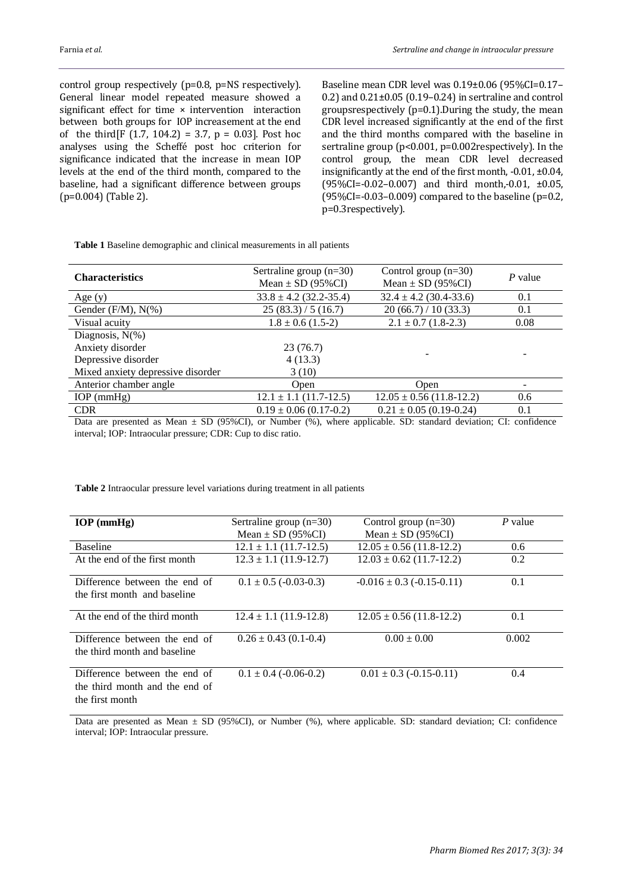control group respectively (p=0.8, p=NS respectively). General linear model repeated measure showed a significant effect for time × intervention interaction between both groups for IOP increasement at the end of the third[$F(1.7, 104.2) = 3.7$, $p = 0.03$]. Post hoc analyses using the Scheffé post hoc criterion for significance indicated that the increase in mean IOP levels at the end of the third month, compared to the baseline, had a significant difference between groups (p=0.004) (Table 2).

Baseline mean CDR level was 0.19±0.06 (95%CI=0.17–0.2) and 0.21±0.05 (0.19–0.24) in sertraline and control groupsrespectively (p=0.1).During the study, the mean CDR level increased significantly at the end of the first and the third months compared with the baseline in sertraline group (p<0.001, p=0.002respectively). In the control group, the mean CDR level decreased insignificantly at the end of the first month, -0.01, ±0.04, (95%CI=-0.02–0.007) and third month,-0.01, ±0.05, (95%CI=-0.03–0.009) compared to the baseline (p=0.2, p=0.3respectively).

**Table 1** Baseline demographic and clinical measurements in all patients

| Characteristics | Sertraline group (n=30) Mean ± SD (95%CI) | Control group (n=30) Mean ± SD (95%CI) | *P* value |
|---|---|---|---|
| Age (y) | 33.8 ± 4.2 (32.2-35.4) | 32.4 ± 4.2 (30.4-33.6) | 0.1 |
| Gender (F/M), N(%) | 25 (83.3) / 5 (16.7) | 20 (66.7) / 10 (33.3) | 0.1 |
| Visual acuity | 1.8 ± 0.6 (1.5-2) | 2.1 ± 0.7 (1.8-2.3) | 0.08 |
| Diagnosis, N(%) | | | |
| Anxiety disorder | 23 (76.7) | - | - |
| Depressive disorder | 4 (13.3) | | |
| Mixed anxiety depressive disorder | 3 (10) | | |
| Anterior chamber angle | Open | Open | - |
| IOP (mmHg) | 12.1 ± 1.1 (11.7-12.5) | 12.05 ± 0.56 (11.8-12.2) | 0.6 |
| CDR | 0.19 ± 0.06 (0.17-0.2) | 0.21 ± 0.05 (0.19-0.24) | 0.1 |

Data are presented as Mean ± SD (95%CI), or Number (%), where applicable. SD: standard deviation; CI: confidence interval; IOP: Intraocular pressure; CDR: Cup to disc ratio.

**Table 2** Intraocular pressure level variations during treatment in all patients

| IOP (mmHg) | Sertraline group (n=30) Mean ± SD (95%CI) | Control group (n=30) Mean ± SD (95%CI) | *P* value |
|---|---|---|---|
| Baseline | 12.1 ± 1.1 (11.7-12.5) | 12.05 ± 0.56 (11.8-12.2) | 0.6 |
| At the end of the first month | 12.3 ± 1.1 (11.9-12.7) | 12.03 ± 0.62 (11.7-12.2) | 0.2 |
| Difference between the end of the first month and baseline | 0.1 ± 0.5 (-0.03-0.3) | -0.016 ± 0.3 (-0.15-0.11) | 0.1 |
| At the end of the third month | 12.4 ± 1.1 (11.9-12.8) | 12.05 ± 0.56 (11.8-12.2) | 0.1 |
| Difference between the end of the third month and baseline | 0.26 ± 0.43 (0.1-0.4) | 0.00 ± 0.00 | 0.002 |
| Difference between the end of the third month and the end of the first month | 0.1 ± 0.4 (-0.06-0.2) | 0.01 ± 0.3 (-0.15-0.11) | 0.4 |

Data are presented as Mean ± SD (95%CI), or Number (%), where applicable. SD: standard deviation; CI: confidence interval; IOP: Intraocular pressure.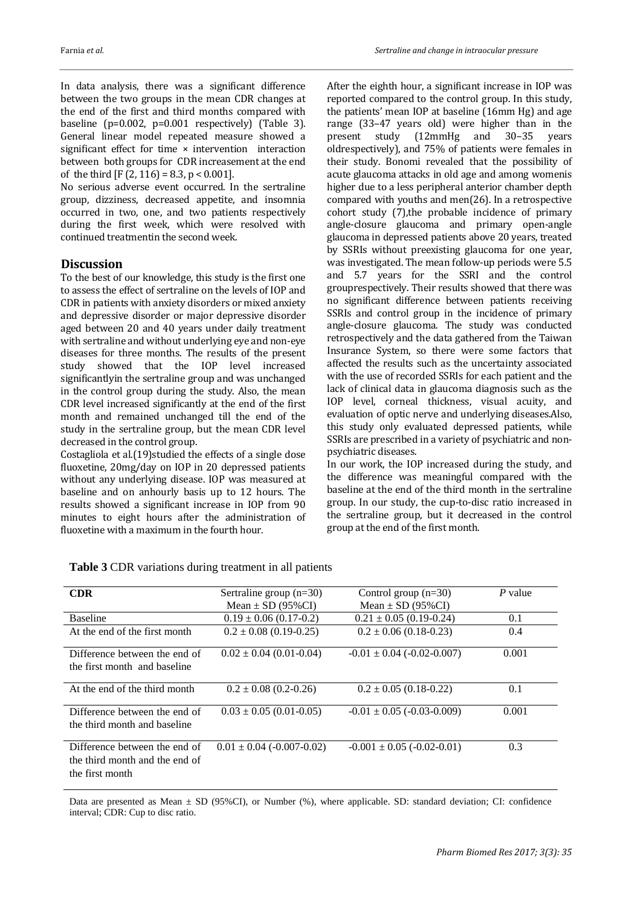In data analysis, there was a significant difference between the two groups in the mean CDR changes at the end of the first and third months compared with baseline ($p=0.002$, $p=0.001$ respectively) (Table 3). General linear model repeated measure showed a significant effect for time × intervention interaction between both groups for CDR increasement at the end of the third [$F (2, 116) = 8.3$, $p < 0.001$].

No serious adverse event occurred. In the sertraline group, dizziness, decreased appetite, and insomnia occurred in two, one, and two patients respectively during the first week, which were resolved with continued treatmentin the second week.

## Discussion

To the best of our knowledge, this study is the first one to assess the effect of sertraline on the levels of IOP and CDR in patients with anxiety disorders or mixed anxiety and depressive disorder or major depressive disorder aged between 20 and 40 years under daily treatment with sertraline and without underlying eye and non-eye diseases for three months. The results of the present study showed that the IOP level increased significantlyin the sertraline group and was unchanged in the control group during the study. Also, the mean CDR level increased significantly at the end of the first month and remained unchanged till the end of the study in the sertraline group, but the mean CDR level decreased in the control group.

Costagliola et al.(19)studied the effects of a single dose fluoxetine, 20mg/day on IOP in 20 depressed patients without any underlying disease. IOP was measured at baseline and on anhourly basis up to 12 hours. The results showed a significant increase in IOP from 90 minutes to eight hours after the administration of fluoxetine with a maximum in the fourth hour.

After the eighth hour, a significant increase in IOP was reported compared to the control group. In this study, the patients' mean IOP at baseline (16mm Hg) and age range (33–47 years old) were higher than in the present study (12mmHg and 30–35 years oldrespectively), and 75% of patients were females in their study. Bonomi revealed that the possibility of acute glaucoma attacks in old age and among womenis higher due to a less peripheral anterior chamber depth compared with youths and men(26). In a retrospective cohort study (7),the probable incidence of primary angle-closure glaucoma and primary open-angle glaucoma in depressed patients above 20 years, treated by SSRIs without preexisting glaucoma for one year, was investigated. The mean follow-up periods were 5.5 and 5.7 years for the SSRI and the control groupprespectively. Their results showed that there was no significant difference between patients receiving SSRIs and control group in the incidence of primary angle-closure glaucoma. The study was conducted retrospectively and the data gathered from the Taiwan Insurance System, so there were some factors that affected the results such as the uncertainty associated with the use of recorded SSRIs for each patient and the lack of clinical data in glaucoma diagnosis such as the IOP level, corneal thickness, visual acuity, and evaluation of optic nerve and underlying diseases.Also, this study only evaluated depressed patients, while SSRIs are prescribed in a variety of psychiatric and non-psychiatric diseases.

In our work, the IOP increased during the study, and the difference was meaningful compared with the baseline at the end of the third month in the sertraline group. In our study, the cup-to-disc ratio increased in the sertraline group, but it decreased in the control group at the end of the first month.

**Table 3** CDR variations during treatment in all patients

| **CDR** | Sertraline group (n=30) Mean ± SD (95%CI) | Control group (n=30) Mean ± SD (95%CI) | *P* value |
|---|---|---|---|
| Baseline | 0.19 ± 0.06 (0.17-0.2) | 0.21 ± 0.05 (0.19-0.24) | 0.1 |
| At the end of the first month | 0.2 ± 0.08 (0.19-0.25) | 0.2 ± 0.06 (0.18-0.23) | 0.4 |
| Difference between the end of the first month and baseline | 0.02 ± 0.04 (0.01-0.04) | -0.01 ± 0.04 (-0.02-0.007) | 0.001 |
| At the end of the third month | 0.2 ± 0.08 (0.2-0.26) | 0.2 ± 0.05 (0.18-0.22) | 0.1 |
| Difference between the end of the third month and baseline | 0.03 ± 0.05 (0.01-0.05) | -0.01 ± 0.05 (-0.03-0.009) | 0.001 |
| Difference between the end of the third month and the end of the first month | 0.01 ± 0.04 (-0.007-0.02) | -0.001 ± 0.05 (-0.02-0.01) | 0.3 |

Data are presented as Mean ± SD (95%CI), or Number (%), where applicable. SD: standard deviation; CI: confidence interval; CDR: Cup to disc ratio.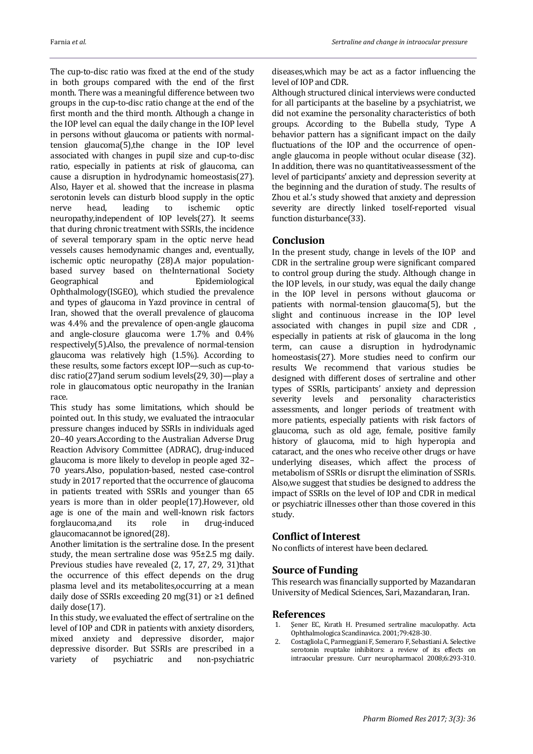The cup-to-disc ratio was fixed at the end of the study in both groups compared with the end of the first month. There was a meaningful difference between two groups in the cup-to-disc ratio change at the end of the first month and the third month. Although a change in the IOP level can equal the daily change in the IOP level in persons without glaucoma or patients with normal-tension glaucoma(5),the change in the IOP level associated with changes in pupil size and cup-to-disc ratio, especially in patients at risk of glaucoma, can cause a disruption in hydrodynamic homeostasis(27). Also, Hayer et al. showed that the increase in plasma serotonin levels can disturb blood supply in the optic nerve head, leading to ischemic optic neuropathy,independent of IOP levels(27). It seems that during chronic treatment with SSRIs, the incidence of several temporary spam in the optic nerve head vessels causes hemodynamic changes and, eventually, ischemic optic neuropathy (28).A major population-based survey based on theInternational Society Geographical and Epidemiological Ophthalmology(ISGEO), which studied the prevalence and types of glaucoma in Yazd province in central of Iran, showed that the overall prevalence of glaucoma was 4.4% and the prevalence of open-angle glaucoma and angle-closure glaucoma were 1.7% and 0.4% respectively(5).Also, the prevalence of normal-tension glaucoma was relatively high (1.5%). According to these results, some factors except IOP—such as cup-to-disc ratio(27)and serum sodium levels(29, 30)—play a role in glaucomatous optic neuropathy in the Iranian race.

This study has some limitations, which should be pointed out. In this study, we evaluated the intraocular pressure changes induced by SSRIs in individuals aged 20–40 years.According to the Australian Adverse Drug Reaction Advisory Committee (ADRAC), drug-induced glaucoma is more likely to develop in people aged 32–70 years.Also, population-based, nested case-control study in 2017 reported that the occurrence of glaucoma in patients treated with SSRIs and younger than 65 years is more than in older people(17).However, old age is one of the main and well-known risk factors forglaucoma,and its role in drug-induced glaucomacannot be ignored(28).

Another limitation is the sertraline dose. In the present study, the mean sertraline dose was 95±2.5 mg daily. Previous studies have revealed (2, 17, 27, 29, 31)that the occurrence of this effect depends on the drug plasma level and its metabolites,occurring at a mean daily dose of SSRIs exceeding 20 mg(31) or ≥1 defined daily dose(17).

In this study, we evaluated the effect of sertraline on the level of IOP and CDR in patients with anxiety disorders, mixed anxiety and depressive disorder, major depressive disorder. But SSRIs are prescribed in a variety of psychiatric and non-psychiatric diseases,which may be act as a factor influencing the level of IOP and CDR.

Although structured clinical interviews were conducted for all participants at the baseline by a psychiatrist, we did not examine the personality characteristics of both groups. According to the Bubella study, Type A behavior pattern has a significant impact on the daily fluctuations of the IOP and the occurrence of open-angle glaucoma in people without ocular disease (32). In addition, there was no quantitativeassessment of the level of participants' anxiety and depression severity at the beginning and the duration of study. The results of Zhou et al.'s study showed that anxiety and depression severity are directly linked toself-reported visual function disturbance(33).

## Conclusion

In the present study, change in levels of the IOP and CDR in the sertraline group were significant compared to control group during the study. Although change in the IOP levels, in our study, was equal the daily change in the IOP level in persons without glaucoma or patients with normal-tension glaucoma(5), but the slight and continuous increase in the IOP level associated with changes in pupil size and CDR , especially in patients at risk of glaucoma in the long term, can cause a disruption in hydrodynamic homeostasis(27). More studies need to confirm our results We recommend that various studies be designed with different doses of sertraline and other types of SSRIs, participants' anxiety and depression severity levels and personality characteristics assessments, and longer periods of treatment with more patients, especially patients with risk factors of glaucoma, such as old age, female, positive family history of glaucoma, mid to high hyperopia and cataract, and the ones who receive other drugs or have underlying diseases, which affect the process of metabolism of SSRIs or disrupt the elimination of SSRIs. Also,we suggest that studies be designed to address the impact of SSRIs on the level of IOP and CDR in medical or psychiatric illnesses other than those covered in this study.

## Conflict of Interest

No conflicts of interest have been declared.

## Source of Funding

This research was financially supported by Mazandaran University of Medical Sciences, Sari, Mazandaran, Iran.

## References

1. Şener EC, Kıratlı H. Presumed sertraline maculopathy. Acta Ophthalmologica Scandinavica. 2001;79:428-30.
2. Costagliola C, Parmeggiani F, Semeraro F, Sebastiani A. Selective serotonin reuptake inhibitors: a review of its effects on intraocular pressure. Curr neuropharmacol 2008;6:293-310.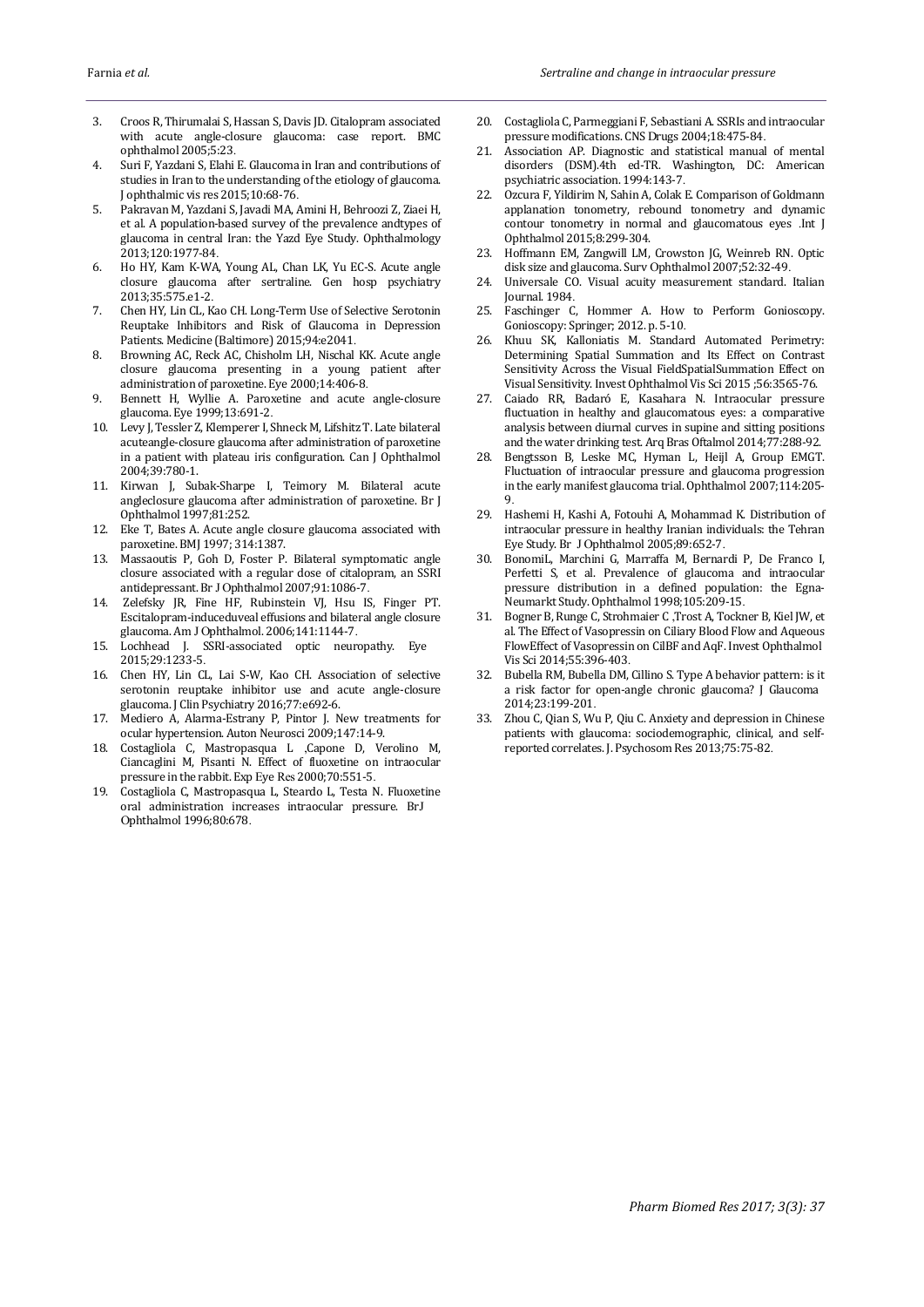3. Croos R, Thirumalai S, Hassan S, Davis JD. Citalopram associated with acute angle-closure glaucoma: case report. BMC ophthalmol 2005;5:23.
4. Suri F, Yazdani S, Elahi E. Glaucoma in Iran and contributions of studies in Iran to the understanding of the etiology of glaucoma. J ophthalmic vis res 2015;10:68-76.
5. Pakravan M, Yazdani S, Javadi MA, Amini H, Behroozi Z, Ziaei H, et al. A population-based survey of the prevalence andtypes of glaucoma in central Iran: the Yazd Eye Study. Ophthalmology 2013;120:1977-84.
6. Ho HY, Kam K-WA, Young AL, Chan LK, Yu EC-S. Acute angle closure glaucoma after sertraline. Gen hosp psychiatry 2013;35:575.e1-2.
7. Chen HY, Lin CL, Kao CH. Long-Term Use of Selective Serotonin Reuptake Inhibitors and Risk of Glaucoma in Depression Patients. Medicine (Baltimore) 2015;94:e2041.
8. Browning AC, Reck AC, Chisholm LH, Nischal KK. Acute angle closure glaucoma presenting in a young patient after administration of paroxetine. Eye 2000;14:406-8.
9. Bennett H, Wyllie A. Paroxetine and acute angle-closure glaucoma. Eye 1999;13:691-2.
10. Levy J, Tessler Z, Klemperer I, Shneck M, Lifshitz T. Late bilateral acuteangle-closure glaucoma after administration of paroxetine in a patient with plateau iris configuration. Can J Ophthalmol 2004;39:780-1.
11. Kirwan J, Subak-Sharpe I, Teimory M. Bilateral acute angleclosure glaucoma after administration of paroxetine. Br J Ophthalmol 1997;81:252.
12. Eke T, Bates A. Acute angle closure glaucoma associated with paroxetine. BMJ 1997; 314:1387.
13. Massaoutis P, Goh D, Foster P. Bilateral symptomatic angle closure associated with a regular dose of citalopram, an SSRI antidepressant. Br J Ophthalmol 2007;91:1086-7.
14. Zelefsky JR, Fine HF, Rubinstein VJ, Hsu IS, Finger PT. Escitalopram-induceduveal effusions and bilateral angle closure glaucoma. Am J Ophthalmol. 2006;141:1144-7.
15. Lochhead J. SSRI-associated optic neuropathy. Eye 2015;29:1233-5.
16. Chen HY, Lin CL, Lai S-W, Kao CH. Association of selective serotonin reuptake inhibitor use and acute angle-closure glaucoma. J Clin Psychiatry 2016;77:e692-6.
17. Mediero A, Alarma-Estrany P, Pintor J. New treatments for ocular hypertension. Auton Neurosci 2009;147:14-9.
18. Costagliola C, Mastropasqua L ,Capone D, Verolino M, Ciancaglini M, Pisanti N. Effect of fluoxetine on intraocular pressure in the rabbit. Exp Eye Res 2000;70:551-5.
19. Costagliola C, Mastropasqua L, Steardo L, Testa N. Fluoxetine oral administration increases intraocular pressure. BrJ Ophthalmol 1996;80:678.
20. Costagliola C, Parmeggiani F, Sebastiani A. SSRIs and intraocular pressure modifications. CNS Drugs 2004;18:475-84.
21. Association AP. Diagnostic and statistical manual of mental disorders (DSM).4th ed-TR. Washington, DC: American psychiatric association. 1994:143-7.
22. Ozcura F, Yildirim N, Sahin A, Colak E. Comparison of Goldmann applanation tonometry, rebound tonometry and dynamic contour tonometry in normal and glaucomatous eyes .Int J Ophthalmol 2015;8:299-304.
23. Hoffmann EM, Zangwill LM, Crowston JG, Weinreb RN. Optic disk size and glaucoma. Surv Ophthalmol 2007;52:32-49.
24. Universale CO. Visual acuity measurement standard. Italian Journal. 1984.
25. Faschinger C, Hommer A. How to Perform Gonioscopy. Gonioscopy: Springer; 2012. p. 5-10.
26. Khuu SK, Kalloniatis M. Standard Automated Perimetry: Determining Spatial Summation and Its Effect on Contrast Sensitivity Across the Visual FieldSpatialSummation Effect on Visual Sensitivity. Invest Ophthalmol Vis Sci 2015 ;56:3565-76.
27. Caiado RR, Badaró E, Kasahara N. Intraocular pressure fluctuation in healthy and glaucomatous eyes: a comparative analysis between diurnal curves in supine and sitting positions and the water drinking test. Arq Bras Oftalmol 2014;77:288-92.
28. Bengtsson B, Leske MC, Hyman L, Heijl A, Group EMGT. Fluctuation of intraocular pressure and glaucoma progression in the early manifest glaucoma trial. Ophthalmol 2007;114:205-9.
29. Hashemi H, Kashi A, Fotouhi A, Mohammad K. Distribution of intraocular pressure in healthy Iranian individuals: the Tehran Eye Study. Br J Ophthalmol 2005;89:652-7.
30. BonomiL, Marchini G, Marraffa M, Bernardi P, De Franco I, Perfetti S, et al. Prevalence of glaucoma and intraocular pressure distribution in a defined population: the Egna-Neumarkt Study. Ophthalmol 1998;105:209-15.
31. Bogner B, Runge C, Strohmaier C ,Trost A, Tockner B, Kiel JW, et al. The Effect of Vasopressin on Ciliary Blood Flow and Aqueous FlowEffect of Vasopressin on CilBF and AqF. Invest Ophthalmol Vis Sci 2014;55:396-403.
32. Bubella RM, Bubella DM, Cillino S. Type A behavior pattern: is it a risk factor for open-angle chronic glaucoma? J Glaucoma 2014;23:199-201.
33. Zhou C, Qian S, Wu P, Qiu C. Anxiety and depression in Chinese patients with glaucoma: sociodemographic, clinical, and self-reported correlates. J. Psychosom Res 2013;75:75-82.